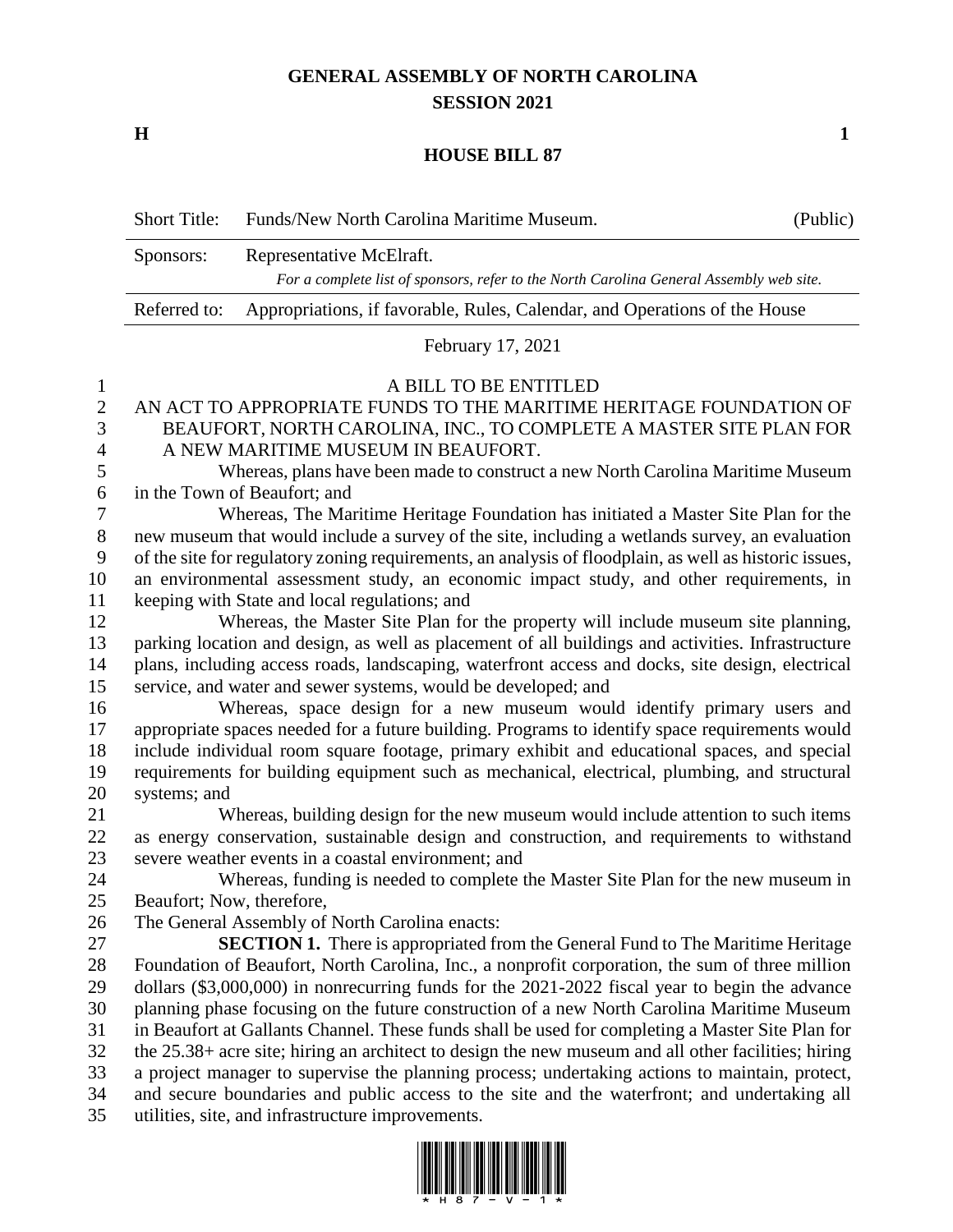# GENERAL ASSEMBLY OF NORTH CAROLINA
## SESSION 2021

**H** **1**

## HOUSE BILL 87

| Short Title: | Funds/New North Carolina Maritime Museum. | (Public) |
|---|---|---|
| Sponsors: | Representative McElraft. *For a complete list of sponsors, refer to the North Carolina General Assembly web site.* | |
| Referred to: | Appropriations, if favorable, Rules, Calendar, and Operations of the House | |

February 17, 2021

A BILL TO BE ENTITLED

AN ACT TO APPROPRIATE FUNDS TO THE MARITIME HERITAGE FOUNDATION OF BEAUFORT, NORTH CAROLINA, INC., TO COMPLETE A MASTER SITE PLAN FOR A NEW MARITIME MUSEUM IN BEAUFORT.

Whereas, plans have been made to construct a new North Carolina Maritime Museum in the Town of Beaufort; and

Whereas, The Maritime Heritage Foundation has initiated a Master Site Plan for the new museum that would include a survey of the site, including a wetlands survey, an evaluation of the site for regulatory zoning requirements, an analysis of floodplain, as well as historic issues, an environmental assessment study, an economic impact study, and other requirements, in keeping with State and local regulations; and

Whereas, the Master Site Plan for the property will include museum site planning, parking location and design, as well as placement of all buildings and activities. Infrastructure plans, including access roads, landscaping, waterfront access and docks, site design, electrical service, and water and sewer systems, would be developed; and

Whereas, space design for a new museum would identify primary users and appropriate spaces needed for a future building. Programs to identify space requirements would include individual room square footage, primary exhibit and educational spaces, and special requirements for building equipment such as mechanical, electrical, plumbing, and structural systems; and

Whereas, building design for the new museum would include attention to such items as energy conservation, sustainable design and construction, and requirements to withstand severe weather events in a coastal environment; and

Whereas, funding is needed to complete the Master Site Plan for the new museum in Beaufort; Now, therefore,

The General Assembly of North Carolina enacts:

**SECTION 1.** There is appropriated from the General Fund to The Maritime Heritage Foundation of Beaufort, North Carolina, Inc., a nonprofit corporation, the sum of three million dollars ($3,000,000) in nonrecurring funds for the 2021-2022 fiscal year to begin the advance planning phase focusing on the future construction of a new North Carolina Maritime Museum in Beaufort at Gallants Channel. These funds shall be used for completing a Master Site Plan for the 25.38+ acre site; hiring an architect to design the new museum and all other facilities; hiring a project manager to supervise the planning process; undertaking actions to maintain, protect, and secure boundaries and public access to the site and the waterfront; and undertaking all utilities, site, and infrastructure improvements.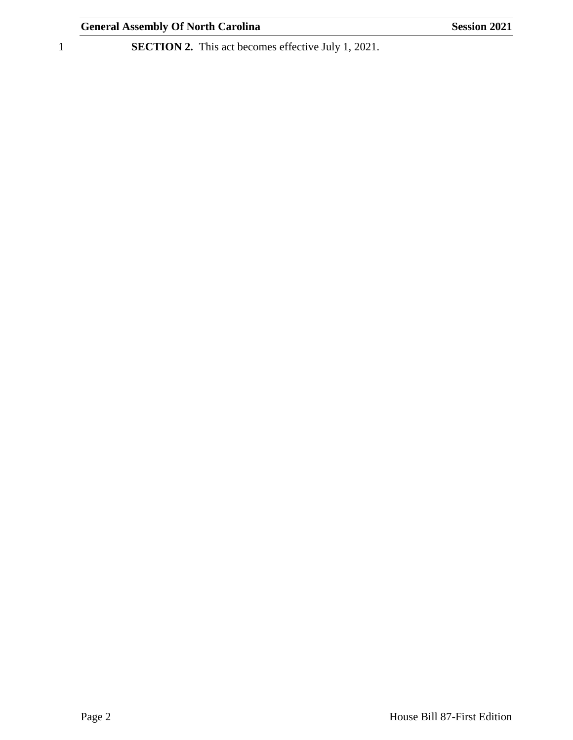**SECTION 2.** This act becomes effective July 1, 2021.